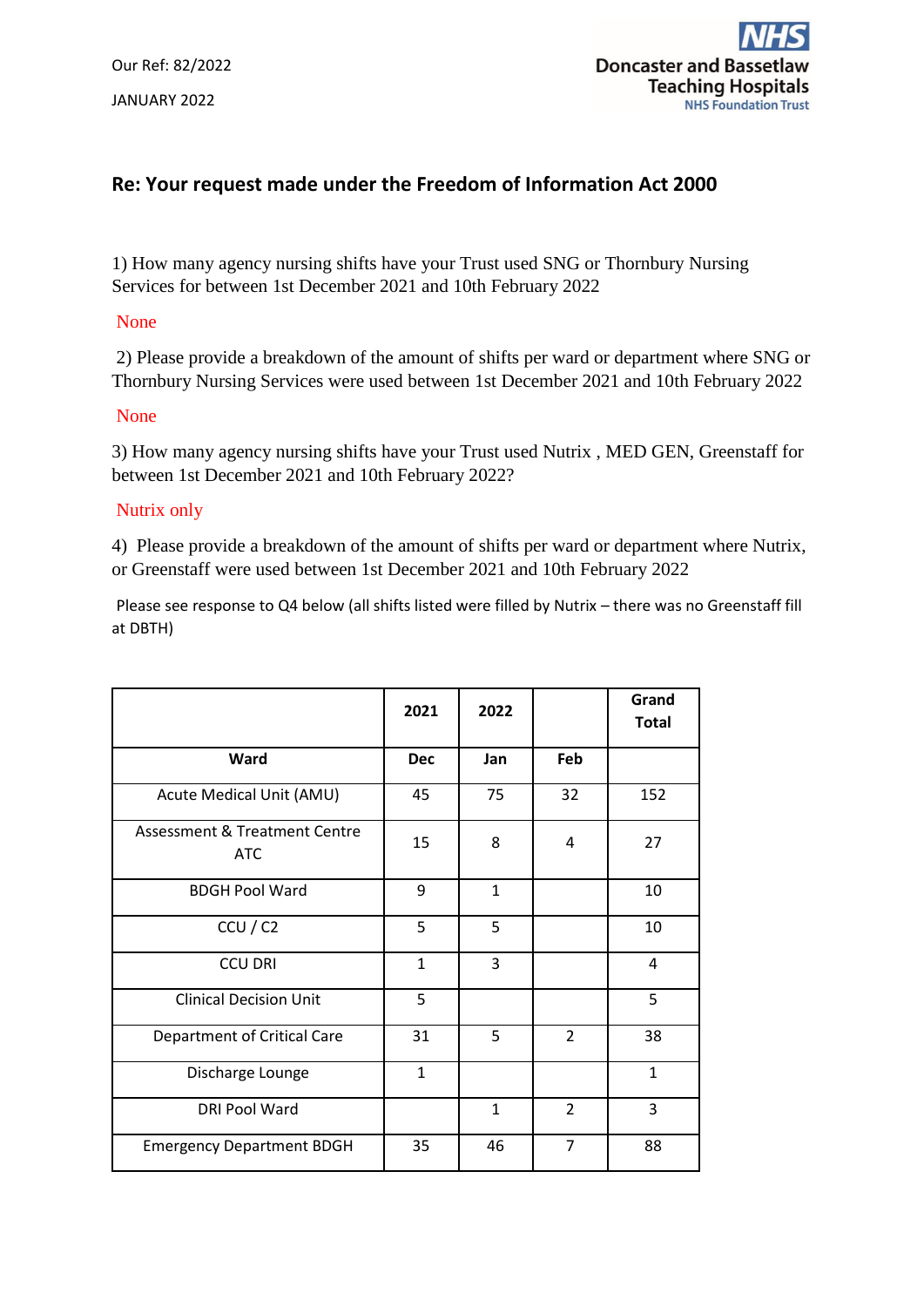Our Ref: 82/2022

JANUARY 2022

Doncaster and Bassetlaw Teaching Hospitals
NHS Foundation Trust

## Re: Your request made under the Freedom of Information Act 2000

1) How many agency nursing shifts have your Trust used SNG or Thornbury Nursing Services for between 1st December 2021 and 10th February 2022

None

2) Please provide a breakdown of the amount of shifts per ward or department where SNG or Thornbury Nursing Services were used between 1st December 2021 and 10th February 2022

None

3) How many agency nursing shifts have your Trust used Nutrix , MED GEN, Greenstaff for between 1st December 2021 and 10th February 2022?

Nutrix only

4) Please provide a breakdown of the amount of shifts per ward or department where Nutrix, or Greenstaff were used between 1st December 2021 and 10th February 2022

Please see response to Q4 below (all shifts listed were filled by Nutrix – there was no Greenstaff fill at DBTH)

| | 2021 | 2022 | | Grand Total |
|---|---|---|---|---|
| **Ward** | **Dec** | **Jan** | **Feb** | |
| Acute Medical Unit (AMU) | 45 | 75 | 32 | 152 |
| Assessment & Treatment Centre ATC | 15 | 8 | 4 | 27 |
| BDGH Pool Ward | 9 | 1 | | 10 |
| CCU / C2 | 5 | 5 | | 10 |
| CCU DRI | 1 | 3 | | 4 |
| Clinical Decision Unit | 5 | | | 5 |
| Department of Critical Care | 31 | 5 | 2 | 38 |
| Discharge Lounge | 1 | | | 1 |
| DRI Pool Ward | | 1 | 2 | 3 |
| Emergency Department BDGH | 35 | 46 | 7 | 88 |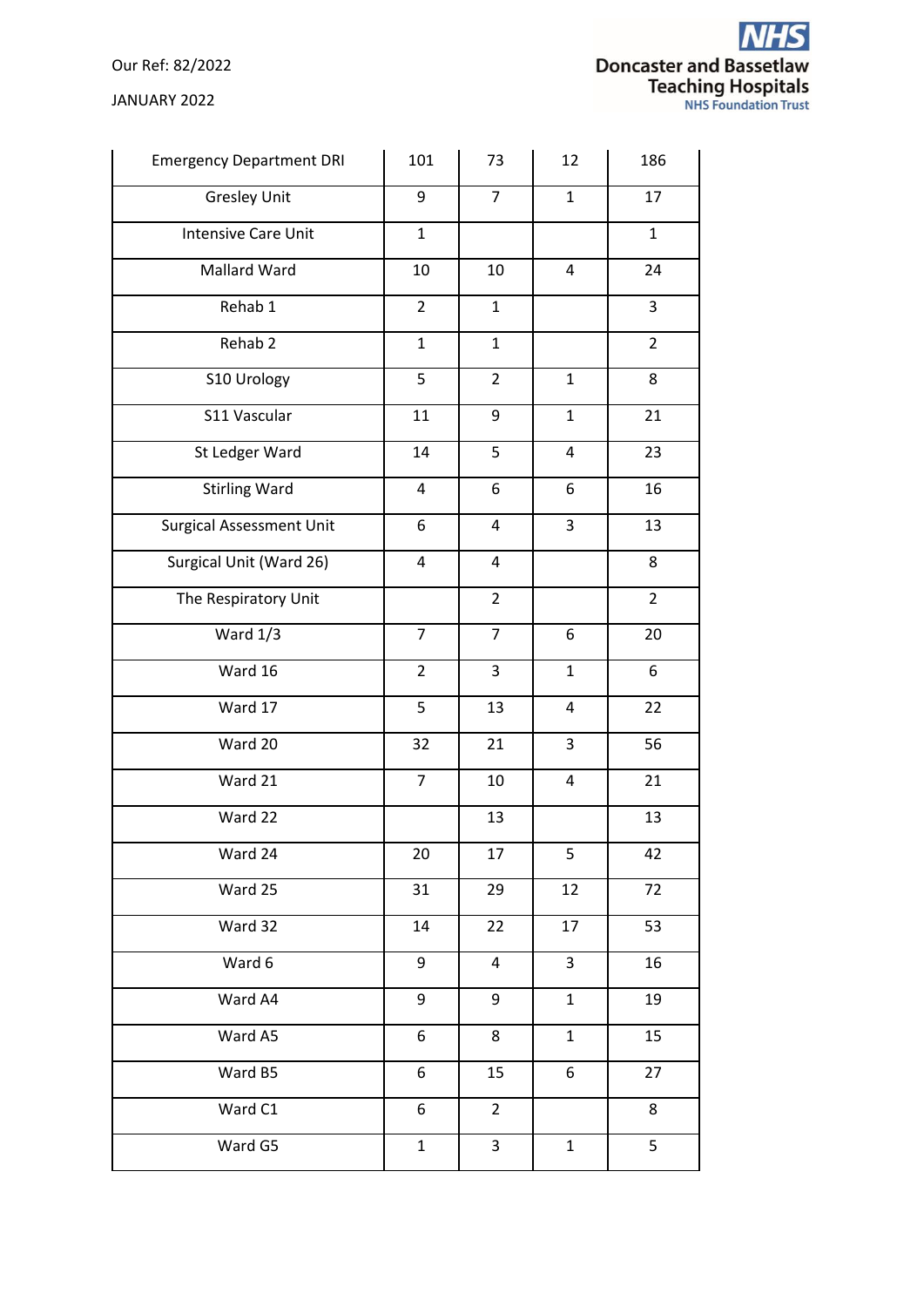| | | | | |
|---|---|---|---|---|
| Emergency Department DRI | 101 | 73 | 12 | 186 |
| Gresley Unit | 9 | 7 | 1 | 17 |
| Intensive Care Unit | 1 | | | 1 |
| Mallard Ward | 10 | 10 | 4 | 24 |
| Rehab 1 | 2 | 1 | | 3 |
| Rehab 2 | 1 | 1 | | 2 |
| S10 Urology | 5 | 2 | 1 | 8 |
| S11 Vascular | 11 | 9 | 1 | 21 |
| St Ledger Ward | 14 | 5 | 4 | 23 |
| Stirling Ward | 4 | 6 | 6 | 16 |
| Surgical Assessment Unit | 6 | 4 | 3 | 13 |
| Surgical Unit (Ward 26) | 4 | 4 | | 8 |
| The Respiratory Unit | | 2 | | 2 |
| Ward 1/3 | 7 | 7 | 6 | 20 |
| Ward 16 | 2 | 3 | 1 | 6 |
| Ward 17 | 5 | 13 | 4 | 22 |
| Ward 20 | 32 | 21 | 3 | 56 |
| Ward 21 | 7 | 10 | 4 | 21 |
| Ward 22 | | 13 | | 13 |
| Ward 24 | 20 | 17 | 5 | 42 |
| Ward 25 | 31 | 29 | 12 | 72 |
| Ward 32 | 14 | 22 | 17 | 53 |
| Ward 6 | 9 | 4 | 3 | 16 |
| Ward A4 | 9 | 9 | 1 | 19 |
| Ward A5 | 6 | 8 | 1 | 15 |
| Ward B5 | 6 | 15 | 6 | 27 |
| Ward C1 | 6 | 2 | | 8 |
| Ward G5 | 1 | 3 | 1 | 5 |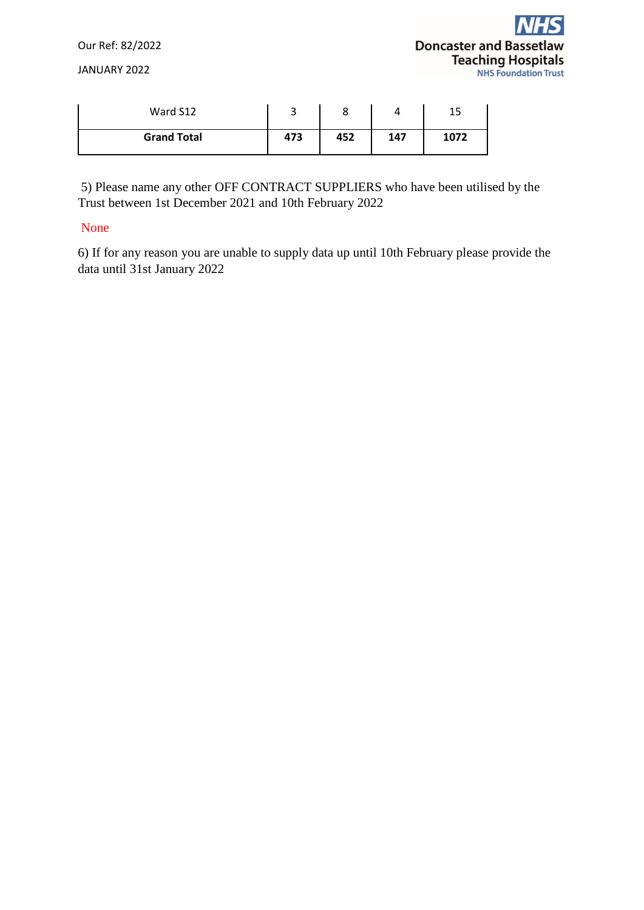| | | | | |
|---|---|---|---|---|
| Ward S12 | 3 | 8 | 4 | 15 |
| **Grand Total** | **473** | **452** | **147** | **1072** |

5) Please name any other OFF CONTRACT SUPPLIERS who have been utilised by the Trust between 1st December 2021 and 10th February 2022

None

6) If for any reason you are unable to supply data up until 10th February please provide the data until 31st January 2022